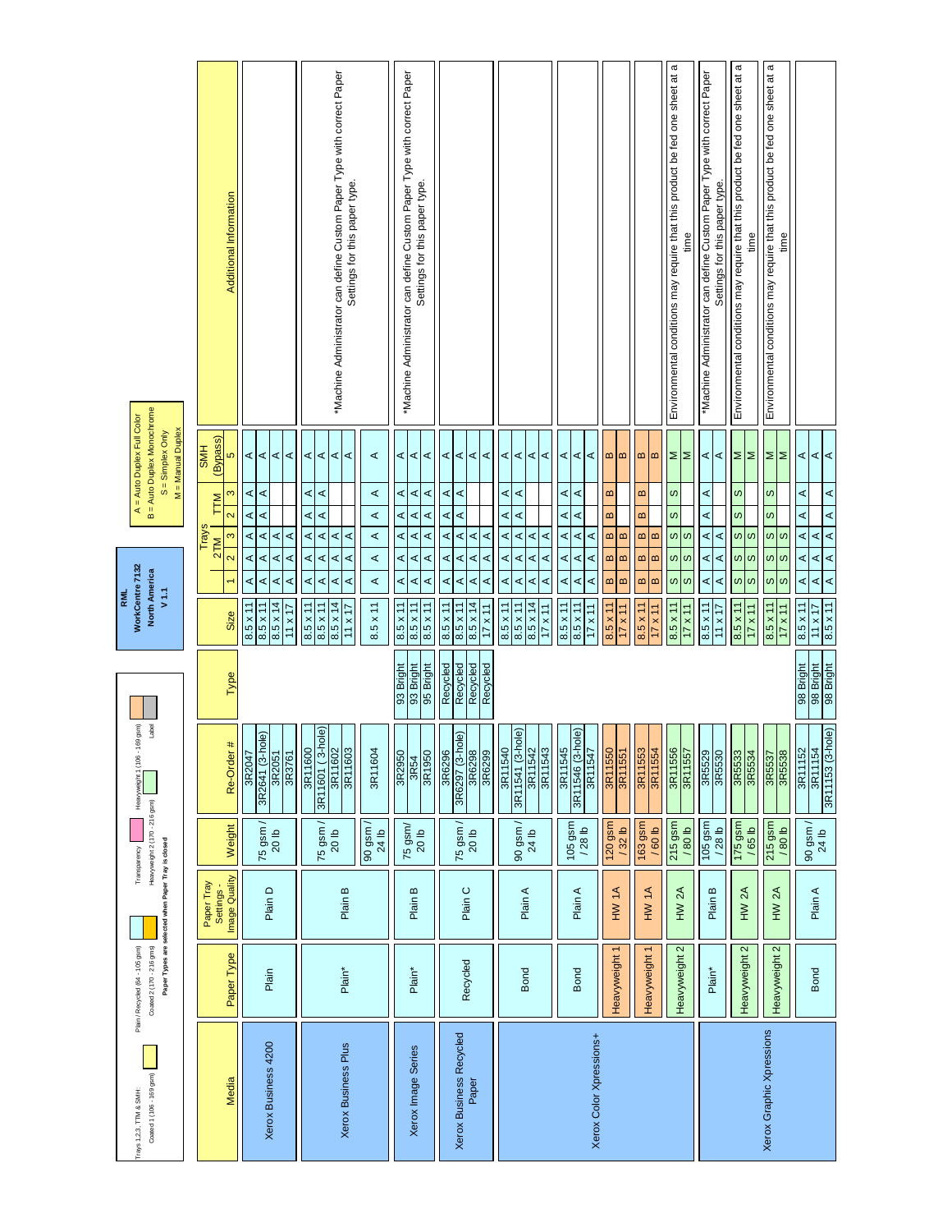# RML WorkCentre 7132 North America V 1.1

**Legend (Trays 1,2,3, TTM & SMH):**

- Plain / Recycled (64 - 105 gsm)
- Transparency
- Heavyweight 1 (106 - 169 gsm)
- Coated 1 (106 - 169 gsm)
- Coated 2 (170 - 216 gms)
- Heavyweight 2 (170 - 216 gsm)
- Label

**Paper Types are selected when Paper Tray is closed**

A = Auto Duplex Full Color
B = Auto Duplex Monochrome
S = Simplex Only
M = Manual Duplex

| Media | Paper Type | Paper Tray Settings - Image Quality | Weight | Re-Order # | Type | Size | Tray 1 | 2TM 2 | 2TM 3 | TTM 2 | TTM 3 | SMH (Bypass) 5 | Additional Information |
|---|---|---|---|---|---|---|---|---|---|---|---|---|---|
| Xerox Business 4200 | Plain | Plain D | 75 gsm / 20 lb | 3R2047 | | 8.5 x 11 | A | A | A | A | A | A | |
| | | | | 3R2641 (3-hole) | | 8.5 x 11 | A | A | A | A | A | A | |
| | | | | 3R2051 | | 8.5 x 14 | A | A | A | | | A | |
| | | | | 3R3761 | | 11 x 17 | A | A | A | | | A | |
| Xerox Business Plus | Plain* | Plain B | 75 gsm / 20 lb | 3R11600 | | 8.5 x 11 | A | A | A | A | A | A | *Machine Administrator can define Custom Paper Type with correct Paper Settings for this paper type. |
| | | | | 3R11601 (3-hole) | | 8.5 x 11 | A | A | A | A | A | A | |
| | | | | 3R11602 | | 8.5 x 14 | A | A | A | | | A | |
| | | | | 3R11603 | | 11 x 17 | A | A | A | | | A | |
| | | | 90 gsm / 24 lb | 3R11604 | | 8.5 x 11 | A | A | A | A | A | A | |
| Xerox Image Series | Plain* | Plain B | 75 gsm/ 20 lb | 3R2950 | 93 Bright | 8.5 x 11 | A | A | A | A | A | A | *Machine Administrator can define Custom Paper Type with correct Paper Settings for this paper type. |
| | | | | 3R54 | 93 Bright | 8.5 x 11 | A | A | A | A | A | A | |
| | | | | 3R1950 | 95 Bright | 8.5 x 11 | A | A | A | A | A | A | |
| Xerox Business Recycled Paper | Recycled | Plain C | 75 gsm / 20 lb | 3R6296 | Recycled | 8.5 x 11 | A | A | A | A | A | A | |
| | | | | 3R6297 (3-hole) | Recycled | 8.5 x 11 | A | A | A | A | A | A | |
| | | | | 3R6298 | Recycled | 8.5 x 14 | A | A | A | | | A | |
| | | | | 3R6299 | Recycled | 17 x 11 | A | A | A | | | A | |
| Xerox Color Xpressions+ | Bond | Plain A | 90 gsm / 24 lb | 3R11540 | | 8.5 x 11 | A | A | A | A | A | A | |
| | | | | 3R11541 (3-hole) | | 8.5 x 11 | A | A | A | A | A | A | |
| | | | | 3R11542 | | 8.5 x 14 | A | A | A | | | A | |
| | | | | 3R11543 | | 17 x 11 | A | A | A | | | A | |
| | Bond | Plain A | 105 gsm / 28 lb | 3R11545 | | 8.5 x 11 | A | A | A | A | A | A | |
| | | | | 3R11546 (3-hole) | | 8.5 x 11 | A | A | A | A | A | A | |
| | | | | 3R11547 | | 17 x 11 | A | A | A | | | A | |
| | Heavyweight 1 | HW 1A | 120 gsm / 32 lb | 3R11550 | | 8.5 x 11 | B | B | B | B | B | B | |
| | | | | 3R11551 | | 17 x 11 | B | B | B | | | B | |
| | Heavyweight 1 | HW 1A | 163 gsm / 60 lb | 3R11553 | | 8.5 x 11 | B | B | B | B | B | B | |
| | | | | 3R11554 | | 17 x 11 | B | B | B | | | B | |
| | Heavyweight 2 | HW 2A | 215 gsm / 80 lb | 3R11556 | | 8.5 x 11 | S | S | S | S | S | M | Environmental conditions may require that this product be fed one sheet at a time |
| | | | | 3R11557 | | 17 x 11 | S | S | S | | | M | |
| Xerox Graphic Xpressions | Plain* | Plain B | 105 gsm / 28 lb | 3R5529 | | 8.5 x 11 | A | A | A | A | A | A | *Machine Administrator can define Custom Paper Type with correct Paper Settings for this paper type. |
| | | | | 3R5530 | | 11 x 17 | A | A | A | | | A | |
| | Heavyweight 2 | HW 2A | 175 gsm / 65 lb | 3R5533 | | 8.5 x 11 | S | S | S | S | S | M | Environmental conditions may require that this product be fed one sheet at a time |
| | | | | 3R5534 | | 17 x 11 | S | S | S | | | M | |
| | Heavyweight 2 | HW 2A | 215 gsm / 80 lb | 3R5537 | | 8.5 x 11 | S | S | S | S | S | M | Environmental conditions may require that this product be fed one sheet at a time |
| | | | | 3R5538 | | 17 x 11 | S | S | S | | | M | |
| | Bond | Plain A | 90 gsm / 24 lb | 3R11152 | 98 Bright | 8.5 x 11 | A | A | A | A | A | A | |
| | | | | 3R11154 | 98 Bright | 11 x 17 | A | A | A | | | A | |
| | | | | 3R11153 (3-hole) | 98 Bright | 8.5 x 11 | A | A | A | A | A | A | |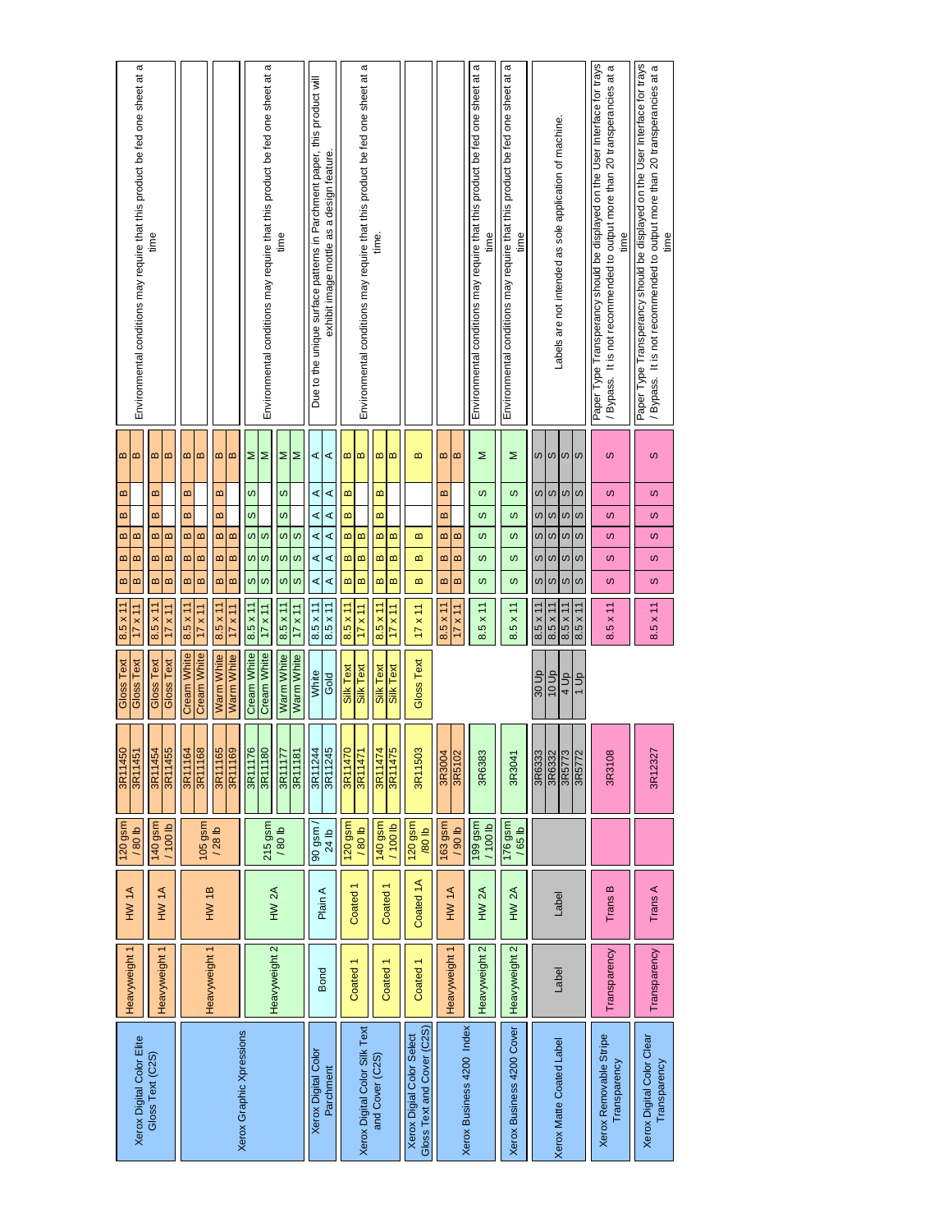| | | | | | | | | | | | | | |
|---|---|---|---|---|---|---|---|---|---|---|---|---|---|
| Xerox Digital Color Elite Gloss Text (C2S) | Heavyweight 1 | HW 1A | 120 gsm / 80 lb | 3R11450 | Gloss Text | 8.5 x 11 | B | B | B | B | B | B | Environmental conditions may require that this product be fed one sheet at a time |
| | | | | 3R11451 | Gloss Text | 17 x 11 | B | B | B | | | B | |
| | Heavyweight 1 | HW 1A | 140 gsm / 100 lb | 3R11454 | Gloss Text | 8.5 x 11 | B | B | B | B | B | B | |
| | | | | 3R11455 | Gloss Text | 17 x 11 | B | B | B | | | B | |
| Xerox Graphic Xpressions | Heavyweight 1 | HW 1B | 105 gsm / 28 lb | 3R11164 | Cream White | 8.5 x 11 | B | B | B | B | B | B | |
| | | | | 3R11168 | Cream White | 17 x 11 | B | B | B | | | B | |
| | | | | 3R11165 | Warm White | 8.5 x 11 | B | B | B | B | B | B | |
| | | | | 3R11169 | Warm White | 17 x 11 | B | B | B | | | B | |
| | Heavyweight 2 | HW 2A | 215 gsm / 80 lb | 3R11176 | Cream White | 8.5 x 11 | S | S | S | S | S | M | Environmental conditions may require that this product be fed one sheet at a time |
| | | | | 3R11180 | Cream White | 17 x 11 | S | S | S | | | M | |
| | | | | 3R11177 | Warm White | 8.5 x 11 | S | S | S | S | S | M | |
| | | | | 3R11181 | Warm White | 17 x 11 | S | S | S | | | M | |
| Xerox Digital Color Parchment | Bond | Plain A | 90 gsm / 24 lb | 3R11244 | White | 8.5 x 11 | A | A | A | A | A | A | Due to the unique surface patterns in Parchment paper, this product will exhibit image mottle as a design feature. |
| | | | | 3R11245 | Gold | 8.5 x 11 | A | A | A | A | A | A | |
| Xerox Digital Color Silk Text and Cover (C2S) | Coated 1 | Coated 1 | 120 gsm / 80 lb | 3R11470 | Silk Text | 8.5 x 11 | B | B | B | B | B | B | Environmental conditions may require that this product be fed one sheet at a time. |
| | | | | 3R11471 | Silk Text | 17 x 11 | B | B | B | | | B | |
| | Coated 1 | Coated 1 | 140 gsm / 100 lb | 3R11474 | Silk Text | 8.5 x 11 | B | B | B | B | B | B | |
| | | | | 3R11475 | Silk Text | 17 x 11 | B | B | B | | | B | |
| Xerox Digial Color Select Gloss Text and Cover (C2S) | Coated 1 | Coated 1A | 120 gsm /80 lb | 3R11503 | Gloss Text | 17 x 11 | B | B | B | | | B | |
| Xerox Business 4200 Index | Heavyweight 1 | HW 1A | 163 gsm / 90 lb | 3R3004 | | 8.5 x 11 | B | B | B | B | B | B | |
| | | | | 3R5102 | | 17 x 11 | B | B | B | | | B | |
| | Heavyweight 2 | HW 2A | 199 gsm / 100 lb | 3R6383 | | 8.5 x 11 | S | S | S | S | S | M | Environmental conditions may require that this product be fed one sheet at a time |
| Xerox Business 4200 Cover | Heavyweight 2 | HW 2A | 176 gsm / 65 lb | 3R3041 | | 8.5 x 11 | S | S | S | S | S | M | Environmental conditions may require that this product be fed one sheet at a time |
| Xerox Matte Coated Label | Label | Label | | 3R6333 | 30 Up | 8.5 x 11 | S | S | S | S | S | S | Labels are not intended as sole application of machine. |
| | | | | 3R6332 | 10 Up | 8.5 x 11 | S | S | S | S | S | S | |
| | | | | 3R5773 | 4 Up | 8.5 x 11 | S | S | S | S | S | S | |
| | | | | 3R5772 | 1 Up | 8.5 x 11 | S | S | S | S | S | S | |
| Xerox Removable Stripe Transparency | Transparency | Trans B | | 3R3108 | | 8.5 x 11 | S | S | S | S | S | S | Paper Type Transparency should be displayed on the User Interface for trays / Bypass. It is not recommended to output more than 20 transparencies at a time |
| Xerox Digital Color Clear Transparency | Transparency | Trans A | | 3R12327 | | 8.5 x 11 | S | S | S | S | S | S | Paper Type Transparency should be displayed on the User Interface for trays / Bypass. It is not recommended to output more than 20 transparencies at a time |